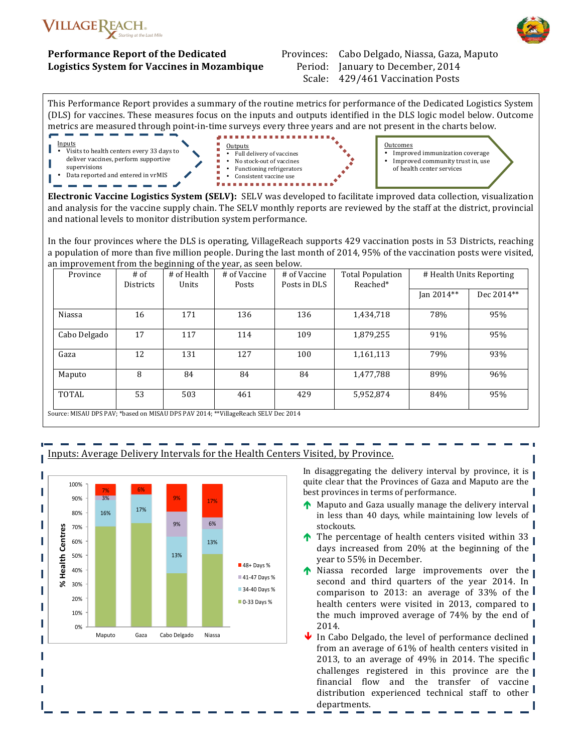VillageReach – Starting at the Last Mile

**Performance Report of the Dedicated Logistics System for Vaccines in Mozambique**

Provinces: Cabo Delgado, Niassa, Gaza, Maputo
Period: January to December, 2014
Scale: 429/461 Vaccination Posts

This Performance Report provides a summary of the routine metrics for performance of the Dedicated Logistics System (DLS) for vaccines. These measures focus on the inputs and outputs identified in the DLS logic model below. Outcome metrics are measured through point-in-time surveys every three years and are not present in the charts below.

Inputs
- Visits to health centers every 33 days to deliver vaccines, perform supportive supervisions
- Data reported and entered in vrMIS

Outputs
- Full delivery of vaccines
- No stock-out of vaccines
- Functioning refrigerators
- Consistent vaccine use

Outcomes
- Improved immunization coverage
- Improved community trust in, use of health center services

**Electronic Vaccine Logistics System (SELV):** SELV was developed to facilitate improved data collection, visualization and analysis for the vaccine supply chain. The SELV monthly reports are reviewed by the staff at the district, provincial and national levels to monitor distribution system performance.

In the four provinces where the DLS is operating, VillageReach supports 429 vaccination posts in 53 Districts, reaching a population of more than five million people. During the last month of 2014, 95% of the vaccination posts were visited, an improvement from the beginning of the year, as seen below.

| Province | # of Districts | # of Health Units | # of Vaccine Posts | # of Vaccine Posts in DLS | Total Population Reached* | # Health Units Reporting | |
|---|---|---|---|---|---|---|---|
| | | | | | | Jan 2014** | Dec 2014** |
| Niassa | 16 | 171 | 136 | 136 | 1,434,718 | 78% | 95% |
| Cabo Delgado | 17 | 117 | 114 | 109 | 1,879,255 | 91% | 95% |
| Gaza | 12 | 131 | 127 | 100 | 1,161,113 | 79% | 93% |
| Maputo | 8 | 84 | 84 | 84 | 1,477,788 | 89% | 96% |
| TOTAL | 53 | 503 | 461 | 429 | 5,952,874 | 84% | 95% |

Source: MISAU DPS PAV; *based on MISAU DPS PAV 2014; **VillageReach SELV Dec 2014

## Inputs: Average Delivery Intervals for the Health Centers Visited, by Province.

| % Health Centres | Maputo | Gaza | Cabo Delgado | Niassa |
|---|---|---|---|---|
| 48+ Days % | 7% | 6% | 9% | 17% |
| 41-47 Days % | 3% | | 9% | 6% |
| 34-40 Days % | 16% | 17% | 13% | 13% |
| 0-33 Days % | | | | |

In disaggregating the delivery interval by province, it is quite clear that the Provinces of Gaza and Maputo are the best provinces in terms of performance.

- ↑ Maputo and Gaza usually manage the delivery interval in less than 40 days, while maintaining low levels of stockouts.
- ↑ The percentage of health centers visited within 33 days increased from 20% at the beginning of the year to 55% in December.
- ↑ Niassa recorded large improvements over the second and third quarters of the year 2014. In comparison to 2013: an average of 33% of the health centers were visited in 2013, compared to the much improved average of 74% by the end of 2014.
- ↓ In Cabo Delgado, the level of performance declined from an average of 61% of health centers visited in 2013, to an average of 49% in 2014. The specific challenges registered in this province are the financial flow and the transfer of vaccine distribution experienced technical staff to other departments.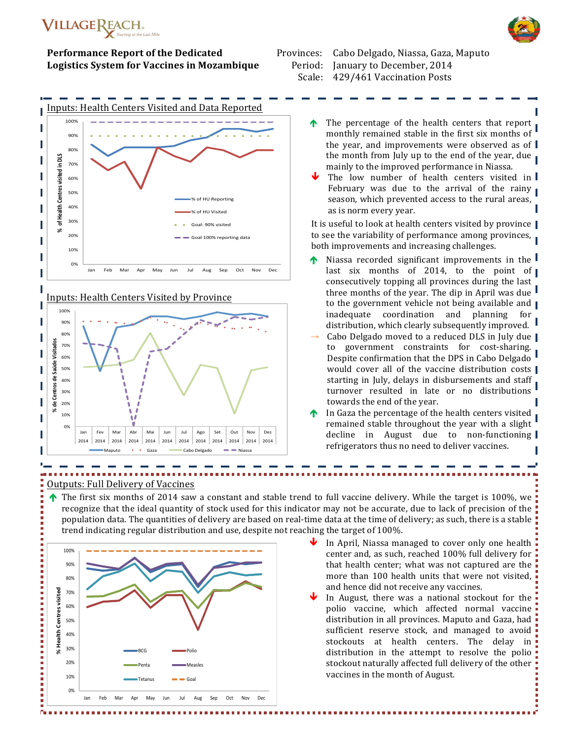# Performance Report of the Dedicated Logistics System for Vaccines in Mozambique

Provinces: Cabo Delgado, Niassa, Gaza, Maputo
Period: January to December, 2014
Scale: 429/461 Vaccination Posts

## Inputs: Health Centers Visited and Data Reported

- ↑ The percentage of the health centers that report monthly remained stable in the first six months of the year, and improvements were observed as of the month from July up to the end of the year, due mainly to the improved performance in Niassa.
- ↓ The low number of health centers visited in February was due to the arrival of the rainy season, which prevented access to the rural areas, as is norm every year.

It is useful to look at health centers visited by province to see the variability of performance among provinces, both improvements and increasing challenges.

## Inputs: Health Centers Visited by Province

- ↑ Niassa recorded significant improvements in the last six months of 2014, to the point of consecutively topping all provinces during the last three months of the year. The dip in April was due to the government vehicle not being available and inadequate coordination and planning for distribution, which clearly subsequently improved.
- → Cabo Delgado moved to a reduced DLS in July due to government constraints for cost-sharing. Despite confirmation that the DPS in Cabo Delgado would cover all of the vaccine distribution costs starting in July, delays in disbursements and staff turnover resulted in late or no distributions towards the end of the year.
- ↑ In Gaza the percentage of the health centers visited remained stable throughout the year with a slight decline in August due to non-functioning refrigerators thus no need to deliver vaccines.

## Outputs: Full Delivery of Vaccines

- ↑ The first six months of 2014 saw a constant and stable trend to full vaccine delivery. While the target is 100%, we recognize that the ideal quantity of stock used for this indicator may not be accurate, due to lack of precision of the population data. The quantities of delivery are based on real-time data at the time of delivery; as such, there is a stable trend indicating regular distribution and use, despite not reaching the target of 100%.
- ↓ In April, Niassa managed to cover only one health center and, as such, reached 100% full delivery for that health center; what was not captured are the more than 100 health units that were not visited, and hence did not receive any vaccines.
- ↓ In August, there was a national stockout for the polio vaccine, which affected normal vaccine distribution in all provinces. Maputo and Gaza, had sufficient reserve stock, and managed to avoid stockouts at health centers. The delay in distribution in the attempt to resolve the polio stockout naturally affected full delivery of the other vaccines in the month of August.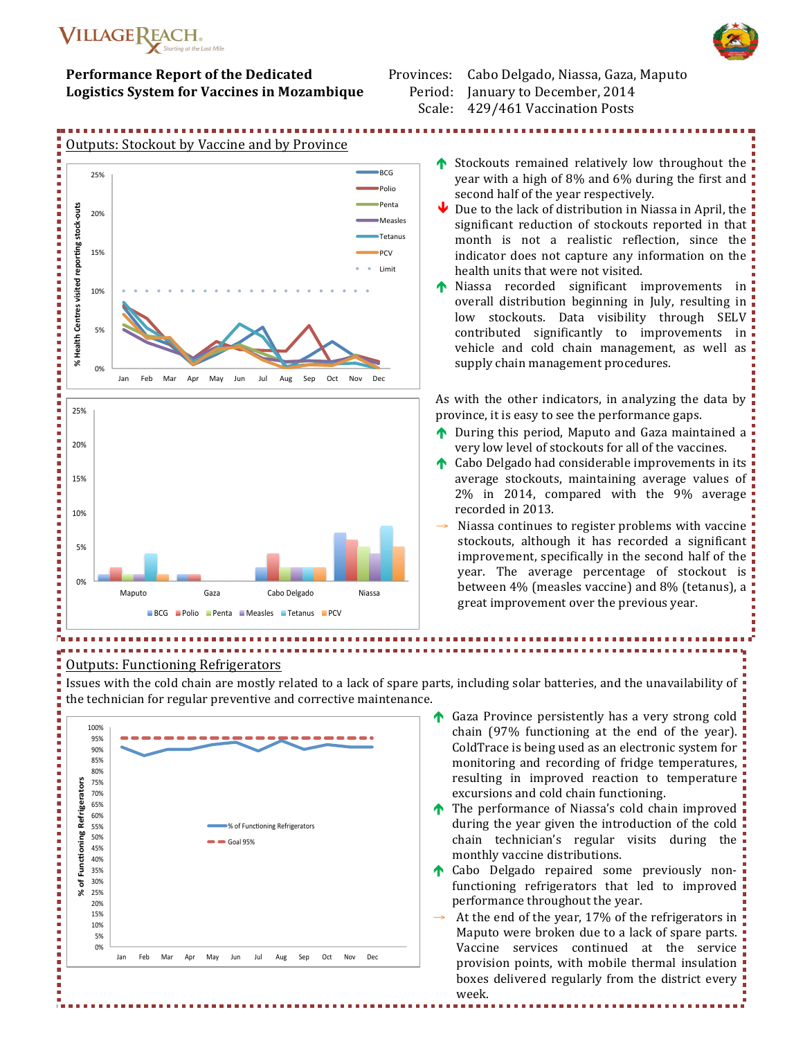**Performance Report of the Dedicated Logistics System for Vaccines in Mozambique**

Provinces: Cabo Delgado, Niassa, Gaza, Maputo
Period: January to December, 2014
Scale: 429/461 Vaccination Posts

## Outputs: Stockout by Vaccine and by Province

- ↑ Stockouts remained relatively low throughout the year with a high of 8% and 6% during the first and second half of the year respectively.
- ↓ Due to the lack of distribution in Niassa in April, the significant reduction of stockouts reported in that month is not a realistic reflection, since the indicator does not capture any information on the health units that were not visited.
- ↑ Niassa recorded significant improvements in overall distribution beginning in July, resulting in low stockouts. Data visibility through SELV contributed significantly to improvements in vehicle and cold chain management, as well as supply chain management procedures.

As with the other indicators, in analyzing the data by province, it is easy to see the performance gaps.

- ↑ During this period, Maputo and Gaza maintained a very low level of stockouts for all of the vaccines.
- ↑ Cabo Delgado had considerable improvements in its average stockouts, maintaining average values of 2% in 2014, compared with the 9% average recorded in 2013.
- → Niassa continues to register problems with vaccine stockouts, although it has recorded a significant improvement, specifically in the second half of the year. The average percentage of stockout is between 4% (measles vaccine) and 8% (tetanus), a great improvement over the previous year.

## Outputs: Functioning Refrigerators

Issues with the cold chain are mostly related to a lack of spare parts, including solar batteries, and the unavailability of the technician for regular preventive and corrective maintenance.

- ↑ Gaza Province persistently has a very strong cold chain (97% functioning at the end of the year). ColdTrace is being used as an electronic system for monitoring and recording of fridge temperatures, resulting in improved reaction to temperature excursions and cold chain functioning.
- ↑ The performance of Niassa's cold chain improved during the year given the introduction of the cold chain technician's regular visits during the monthly vaccine distributions.
- ↑ Cabo Delgado repaired some previously non-functioning refrigerators that led to improved performance throughout the year.
- → At the end of the year, 17% of the refrigerators in Maputo were broken due to a lack of spare parts. Vaccine services continued at the service provision points, with mobile thermal insulation boxes delivered regularly from the district every week.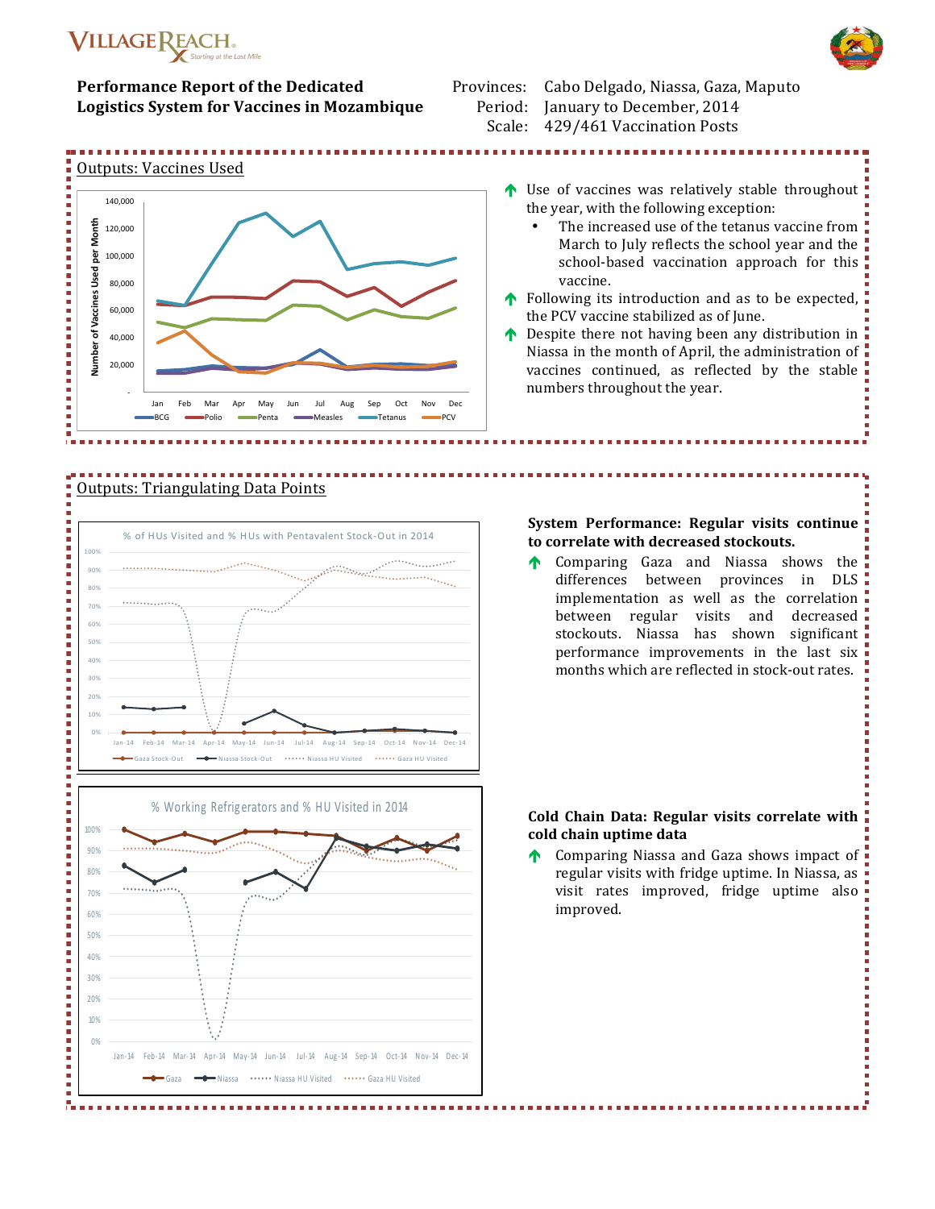VillageReach Starting at the Last Mile

**Performance Report of the Dedicated Logistics System for Vaccines in Mozambique**

Provinces: Cabo Delgado, Niassa, Gaza, Maputo
Period: January to December, 2014
Scale: 429/461 Vaccination Posts

## Outputs: Vaccines Used

Number of Vaccines Used per Month

140,000
120,000
100,000
80,000
60,000
40,000
20,000
-

Jan Feb Mar Apr May Jun Jul Aug Sep Oct Nov Dec

BCG, Polio, Penta, Measles, Tetanus, PCV

- Use of vaccines was relatively stable throughout the year, with the following exception:
  - The increased use of the tetanus vaccine from March to July reflects the school year and the school-based vaccination approach for this vaccine.
- Following its introduction and as to be expected, the PCV vaccine stabilized as of June.
- Despite there not having been any distribution in Niassa in the month of April, the administration of vaccines continued, as reflected by the stable numbers throughout the year.

## Outputs: Triangulating Data Points

% of HUs Visited and % HUs with Pentavalent Stock-Out in 2014

100%
90%
80%
70%
60%
50%
40%
30%
20%
10%
0%

Jan-14 Feb-14 Mar-14 Apr-14 May-14 Jun-14 Jul-14 Aug-14 Sep-14 Oct-14 Nov-14 Dec-14

Gaza Stock-Out, Niassa Stock-Out, Niassa HU Visited, Gaza HU Visited

**System Performance: Regular visits continue to correlate with decreased stockouts.**

- Comparing Gaza and Niassa shows the differences between provinces in DLS implementation as well as the correlation between regular visits and decreased stockouts. Niassa has shown significant performance improvements in the last six months which are reflected in stock-out rates.

% Working Refrigerators and % HU Visited in 2014

100%
90%
80%
70%
60%
50%
40%
30%
20%
10%
0%

Jan-14 Feb-14 Mar-14 Apr-14 May-14 Jun-14 Jul-14 Aug-14 Sep-14 Oct-14 Nov-14 Dec-14

Gaza, Niassa, Niassa HU Visited, Gaza HU Visited

**Cold Chain Data: Regular visits correlate with cold chain uptime data**

- Comparing Niassa and Gaza shows impact of regular visits with fridge uptime. In Niassa, as visit rates improved, fridge uptime also improved.